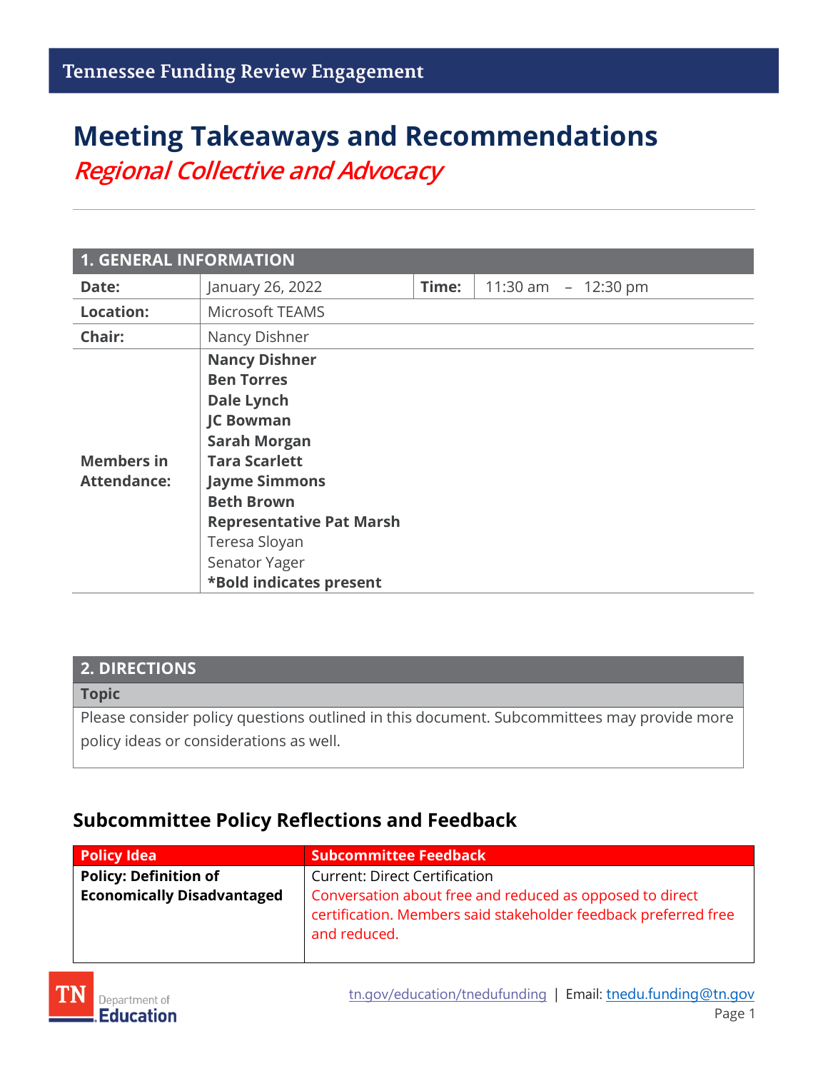Tennessee Funding Review Engagement

# Meeting Takeaways and Recommendations

## *Regional Collective and Advocacy*

| 1. GENERAL INFORMATION | | | |
|---|---|---|---|
| **Date:** | January 26, 2022 | **Time:** | 11:30 am – 12:30 pm |
| **Location:** | Microsoft TEAMS | | |
| **Chair:** | Nancy Dishner | | |
| **Members in Attendance:** | **Nancy Dishner**<br>**Ben Torres**<br>**Dale Lynch**<br>**JC Bowman**<br>**Sarah Morgan**<br>**Tara Scarlett**<br>**Jayme Simmons**<br>**Beth Brown**<br>**Representative Pat Marsh**<br>Teresa Sloyan<br>Senator Yager<br>***Bold indicates present** | | |

| 2. DIRECTIONS |
|---|
| **Topic** |
| Please consider policy questions outlined in this document. Subcommittees may provide more policy ideas or considerations as well. |

## Subcommittee Policy Reflections and Feedback

| Policy Idea | Subcommittee Feedback |
|---|---|
| **Policy: Definition of Economically Disadvantaged** | Current: Direct Certification<br>Conversation about free and reduced as opposed to direct certification. Members said stakeholder feedback preferred free and reduced. |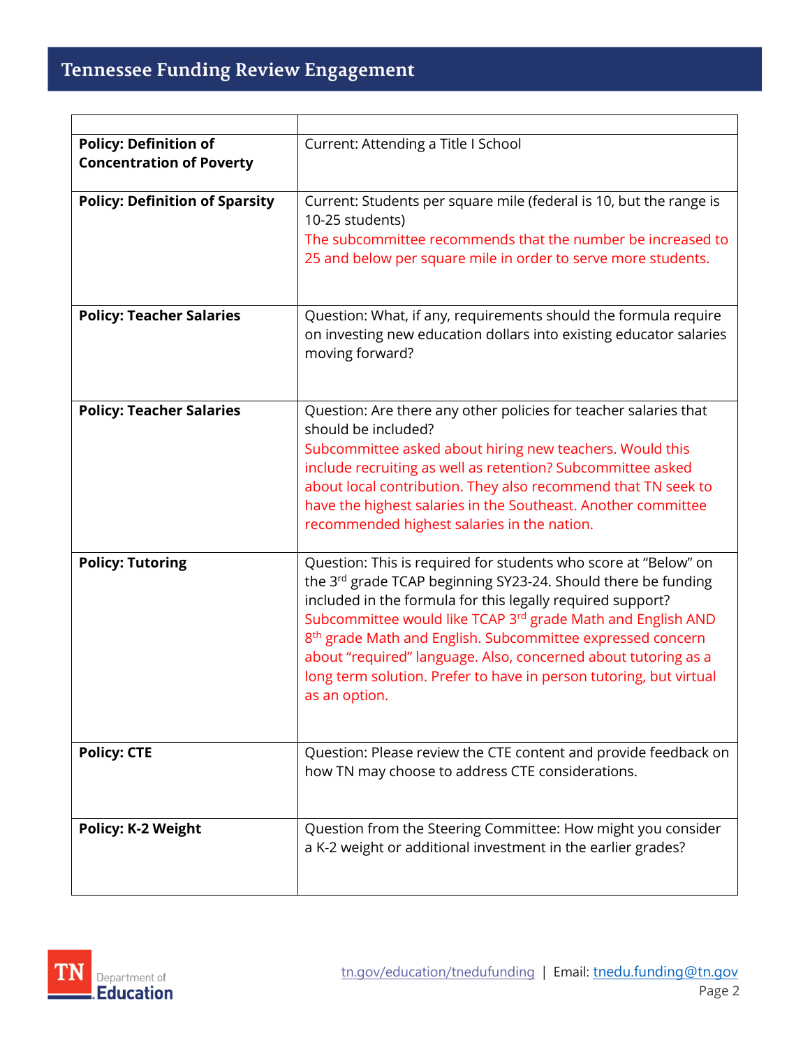| | |
|---|---|
| **Policy: Definition of Concentration of Poverty** | Current: Attending a Title I School |
| **Policy: Definition of Sparsity** | Current: Students per square mile (federal is 10, but the range is 10-25 students)<br>The subcommittee recommends that the number be increased to 25 and below per square mile in order to serve more students. |
| **Policy: Teacher Salaries** | Question: What, if any, requirements should the formula require on investing new education dollars into existing educator salaries moving forward? |
| **Policy: Teacher Salaries** | Question: Are there any other policies for teacher salaries that should be included?<br>Subcommittee asked about hiring new teachers. Would this include recruiting as well as retention? Subcommittee asked about local contribution. They also recommend that TN seek to have the highest salaries in the Southeast. Another committee recommended highest salaries in the nation. |
| **Policy: Tutoring** | Question: This is required for students who score at "Below" on the 3rd grade TCAP beginning SY23-24. Should there be funding included in the formula for this legally required support?<br>Subcommittee would like TCAP 3rd grade Math and English AND 8th grade Math and English. Subcommittee expressed concern about "required" language. Also, concerned about tutoring as a long term solution. Prefer to have in person tutoring, but virtual as an option. |
| **Policy: CTE** | Question: Please review the CTE content and provide feedback on how TN may choose to address CTE considerations. |
| **Policy: K-2 Weight** | Question from the Steering Committee: How might you consider a K-2 weight or additional investment in the earlier grades? |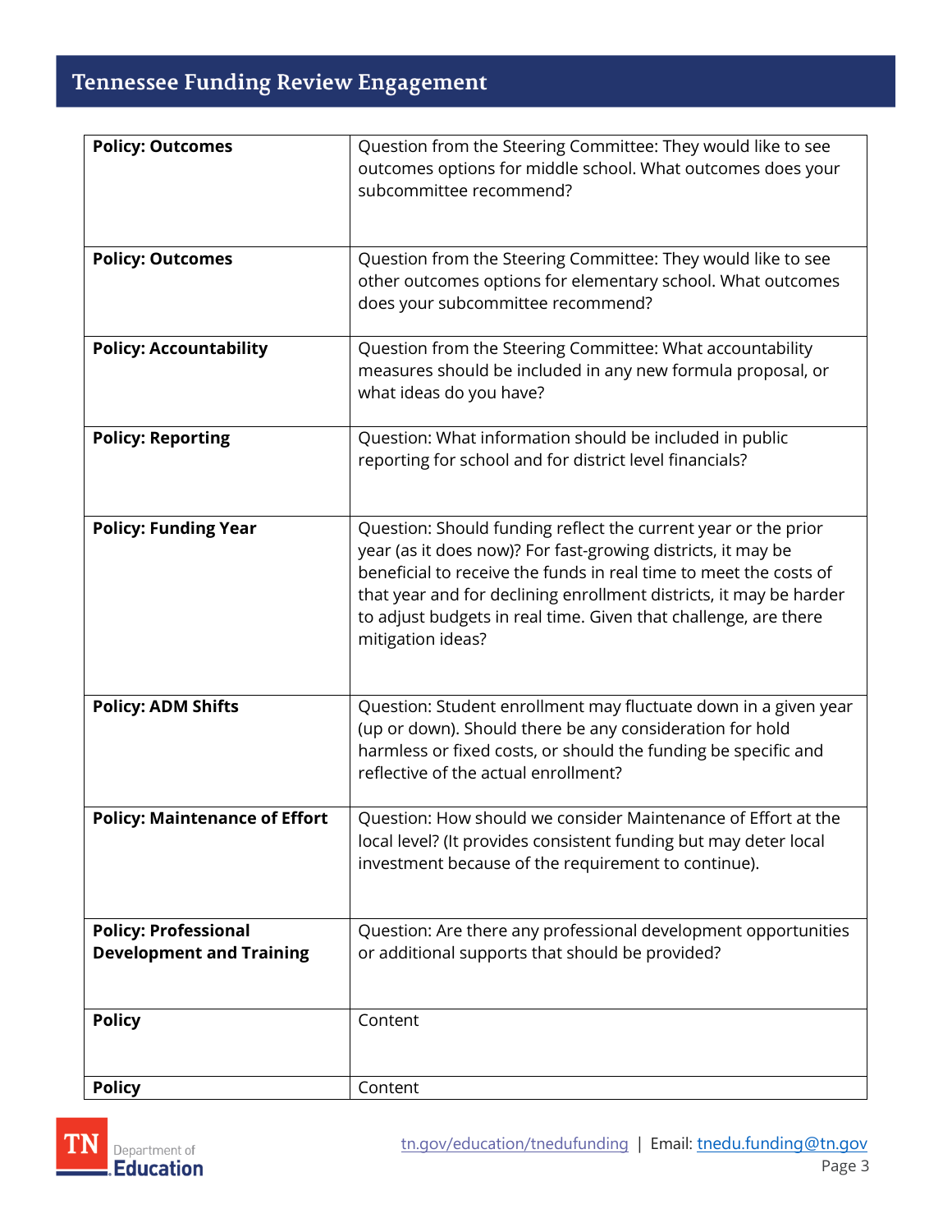| **Policy: Outcomes** | Question from the Steering Committee: They would like to see outcomes options for middle school. What outcomes does your subcommittee recommend? |
|---|---|
| **Policy: Outcomes** | Question from the Steering Committee: They would like to see other outcomes options for elementary school. What outcomes does your subcommittee recommend? |
| **Policy: Accountability** | Question from the Steering Committee: What accountability measures should be included in any new formula proposal, or what ideas do you have? |
| **Policy: Reporting** | Question: What information should be included in public reporting for school and for district level financials? |
| **Policy: Funding Year** | Question: Should funding reflect the current year or the prior year (as it does now)? For fast-growing districts, it may be beneficial to receive the funds in real time to meet the costs of that year and for declining enrollment districts, it may be harder to adjust budgets in real time. Given that challenge, are there mitigation ideas? |
| **Policy: ADM Shifts** | Question: Student enrollment may fluctuate down in a given year (up or down). Should there be any consideration for hold harmless or fixed costs, or should the funding be specific and reflective of the actual enrollment? |
| **Policy: Maintenance of Effort** | Question: How should we consider Maintenance of Effort at the local level? (It provides consistent funding but may deter local investment because of the requirement to continue). |
| **Policy: Professional Development and Training** | Question: Are there any professional development opportunities or additional supports that should be provided? |
| **Policy** | Content |
| **Policy** | Content |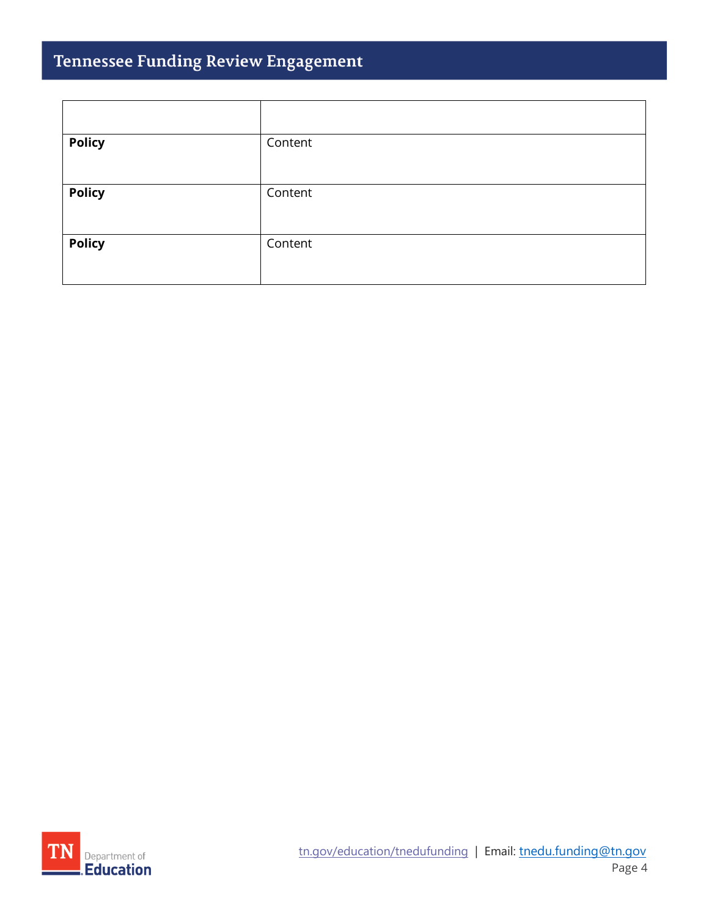| | |
|---|---|
| **Policy** | Content |
| **Policy** | Content |
| **Policy** | Content |